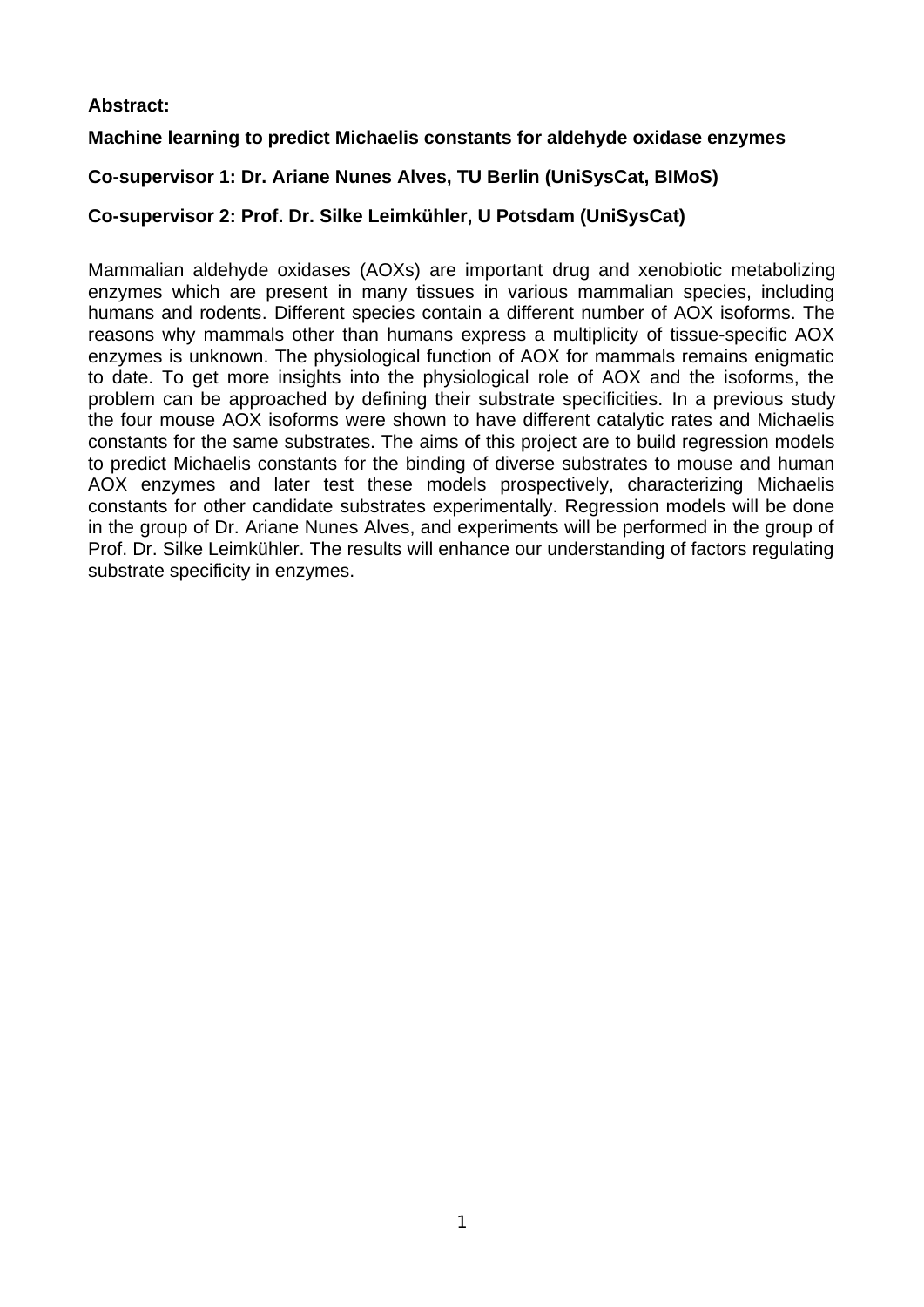**Abstract:**

**Machine learning to predict Michaelis constants for aldehyde oxidase enzymes**

**Co-supervisor 1: Dr. Ariane Nunes Alves, TU Berlin (UniSysCat, BIMoS)**

**Co-supervisor 2: Prof. Dr. Silke Leimkühler, U Potsdam (UniSysCat)**

Mammalian aldehyde oxidases (AOXs) are important drug and xenobiotic metabolizing enzymes which are present in many tissues in various mammalian species, including humans and rodents. Different species contain a different number of AOX isoforms. The reasons why mammals other than humans express a multiplicity of tissue-specific AOX enzymes is unknown. The physiological function of AOX for mammals remains enigmatic to date. To get more insights into the physiological role of AOX and the isoforms, the problem can be approached by defining their substrate specificities. In a previous study the four mouse AOX isoforms were shown to have different catalytic rates and Michaelis constants for the same substrates. The aims of this project are to build regression models to predict Michaelis constants for the binding of diverse substrates to mouse and human AOX enzymes and later test these models prospectively, characterizing Michaelis constants for other candidate substrates experimentally. Regression models will be done in the group of Dr. Ariane Nunes Alves, and experiments will be performed in the group of Prof. Dr. Silke Leimkühler. The results will enhance our understanding of factors regulating substrate specificity in enzymes.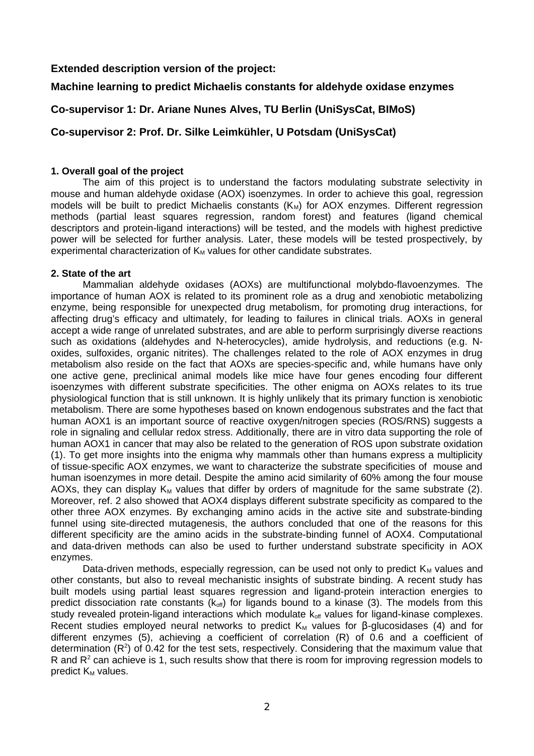**Extended description version of the project:**

**Machine learning to predict Michaelis constants for aldehyde oxidase enzymes**

**Co-supervisor 1: Dr. Ariane Nunes Alves, TU Berlin (UniSysCat, BIMoS)**

**Co-supervisor 2: Prof. Dr. Silke Leimkühler, U Potsdam (UniSysCat)**

### 1. Overall goal of the project

The aim of this project is to understand the factors modulating substrate selectivity in mouse and human aldehyde oxidase (AOX) isoenzymes. In order to achieve this goal, regression models will be built to predict Michaelis constants ($K_M$) for AOX enzymes. Different regression methods (partial least squares regression, random forest) and features (ligand chemical descriptors and protein-ligand interactions) will be tested, and the models with highest predictive power will be selected for further analysis. Later, these models will be tested prospectively, by experimental characterization of $K_M$ values for other candidate substrates.

### 2. State of the art

Mammalian aldehyde oxidases (AOXs) are multifunctional molybdo-flavoenzymes. The importance of human AOX is related to its prominent role as a drug and xenobiotic metabolizing enzyme, being responsible for unexpected drug metabolism, for promoting drug interactions, for affecting drug's efficacy and ultimately, for leading to failures in clinical trials. AOXs in general accept a wide range of unrelated substrates, and are able to perform surprisingly diverse reactions such as oxidations (aldehydes and N-heterocycles), amide hydrolysis, and reductions (e.g. N-oxides, sulfoxides, organic nitrites). The challenges related to the role of AOX enzymes in drug metabolism also reside on the fact that AOXs are species-specific and, while humans have only one active gene, preclinical animal models like mice have four genes encoding four different isoenzymes with different substrate specificities. The other enigma on AOXs relates to its true physiological function that is still unknown. It is highly unlikely that its primary function is xenobiotic metabolism. There are some hypotheses based on known endogenous substrates and the fact that human AOX1 is an important source of reactive oxygen/nitrogen species (ROS/RNS) suggests a role in signaling and cellular redox stress. Additionally, there are in vitro data supporting the role of human AOX1 in cancer that may also be related to the generation of ROS upon substrate oxidation (1). To get more insights into the enigma why mammals other than humans express a multiplicity of tissue-specific AOX enzymes, we want to characterize the substrate specificities of mouse and human isoenzymes in more detail. Despite the amino acid similarity of 60% among the four mouse AOXs, they can display $K_M$ values that differ by orders of magnitude for the same substrate (2). Moreover, ref. 2 also showed that AOX4 displays different substrate specificity as compared to the other three AOX enzymes. By exchanging amino acids in the active site and substrate-binding funnel using site-directed mutagenesis, the authors concluded that one of the reasons for this different specificity are the amino acids in the substrate-binding funnel of AOX4. Computational and data-driven methods can also be used to further understand substrate specificity in AOX enzymes.

Data-driven methods, especially regression, can be used not only to predict $K_M$ values and other constants, but also to reveal mechanistic insights of substrate binding. A recent study has built models using partial least squares regression and ligand-protein interaction energies to predict dissociation rate constants ($k_{off}$) for ligands bound to a kinase (3). The models from this study revealed protein-ligand interactions which modulate $k_{off}$ values for ligand-kinase complexes. Recent studies employed neural networks to predict $K_M$ values for β-glucosidases (4) and for different enzymes (5), achieving a coefficient of correlation (R) of 0.6 and a coefficient of determination ($R^2$) of 0.42 for the test sets, respectively. Considering that the maximum value that R and $R^2$ can achieve is 1, such results show that there is room for improving regression models to predict $K_M$ values.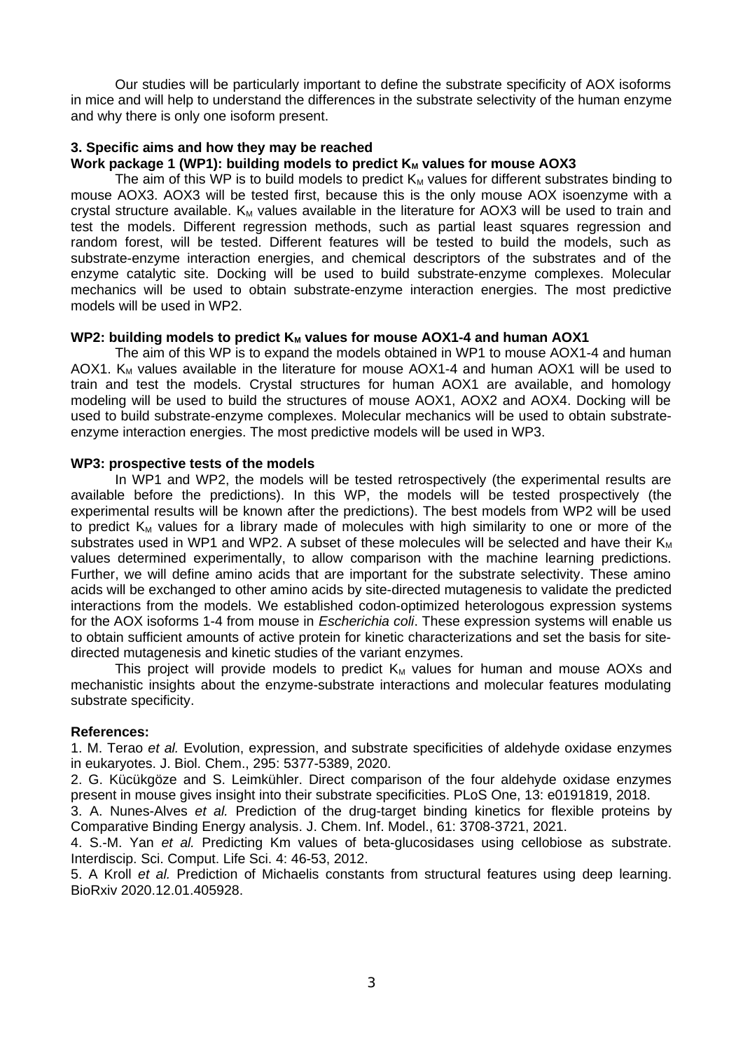Our studies will be particularly important to define the substrate specificity of AOX isoforms in mice and will help to understand the differences in the substrate selectivity of the human enzyme and why there is only one isoform present.

### 3. Specific aims and how they may be reached

**Work package 1 (WP1): building models to predict $K_M$ values for mouse AOX3**

The aim of this WP is to build models to predict $K_M$ values for different substrates binding to mouse AOX3. AOX3 will be tested first, because this is the only mouse AOX isoenzyme with a crystal structure available. $K_M$ values available in the literature for AOX3 will be used to train and test the models. Different regression methods, such as partial least squares regression and random forest, will be tested. Different features will be tested to build the models, such as substrate-enzyme interaction energies, and chemical descriptors of the substrates and of the enzyme catalytic site. Docking will be used to build substrate-enzyme complexes. Molecular mechanics will be used to obtain substrate-enzyme interaction energies. The most predictive models will be used in WP2.

**WP2: building models to predict $K_M$ values for mouse AOX1-4 and human AOX1**

The aim of this WP is to expand the models obtained in WP1 to mouse AOX1-4 and human AOX1. $K_M$ values available in the literature for mouse AOX1-4 and human AOX1 will be used to train and test the models. Crystal structures for human AOX1 are available, and homology modeling will be used to build the structures of mouse AOX1, AOX2 and AOX4. Docking will be used to build substrate-enzyme complexes. Molecular mechanics will be used to obtain substrate-enzyme interaction energies. The most predictive models will be used in WP3.

**WP3: prospective tests of the models**

In WP1 and WP2, the models will be tested retrospectively (the experimental results are available before the predictions). In this WP, the models will be tested prospectively (the experimental results will be known after the predictions). The best models from WP2 will be used to predict $K_M$ values for a library made of molecules with high similarity to one or more of the substrates used in WP1 and WP2. A subset of these molecules will be selected and have their $K_M$ values determined experimentally, to allow comparison with the machine learning predictions. Further, we will define amino acids that are important for the substrate selectivity. These amino acids will be exchanged to other amino acids by site-directed mutagenesis to validate the predicted interactions from the models. We established codon-optimized heterologous expression systems for the AOX isoforms 1-4 from mouse in *Escherichia coli*. These expression systems will enable us to obtain sufficient amounts of active protein for kinetic characterizations and set the basis for site-directed mutagenesis and kinetic studies of the variant enzymes.

This project will provide models to predict $K_M$ values for human and mouse AOXs and mechanistic insights about the enzyme-substrate interactions and molecular features modulating substrate specificity.

**References:**

1. M. Terao *et al.* Evolution, expression, and substrate specificities of aldehyde oxidase enzymes in eukaryotes. J. Biol. Chem., 295: 5377-5389, 2020.
2. G. Kücükgöze and S. Leimkühler. Direct comparison of the four aldehyde oxidase enzymes present in mouse gives insight into their substrate specificities. PLoS One, 13: e0191819, 2018.
3. A. Nunes-Alves *et al.* Prediction of the drug-target binding kinetics for flexible proteins by Comparative Binding Energy analysis. J. Chem. Inf. Model., 61: 3708-3721, 2021.
4. S.-M. Yan *et al.* Predicting Km values of beta-glucosidases using cellobiose as substrate. Interdiscip. Sci. Comput. Life Sci. 4: 46-53, 2012.
5. A Kroll *et al.* Prediction of Michaelis constants from structural features using deep learning. BioRxiv 2020.12.01.405928.